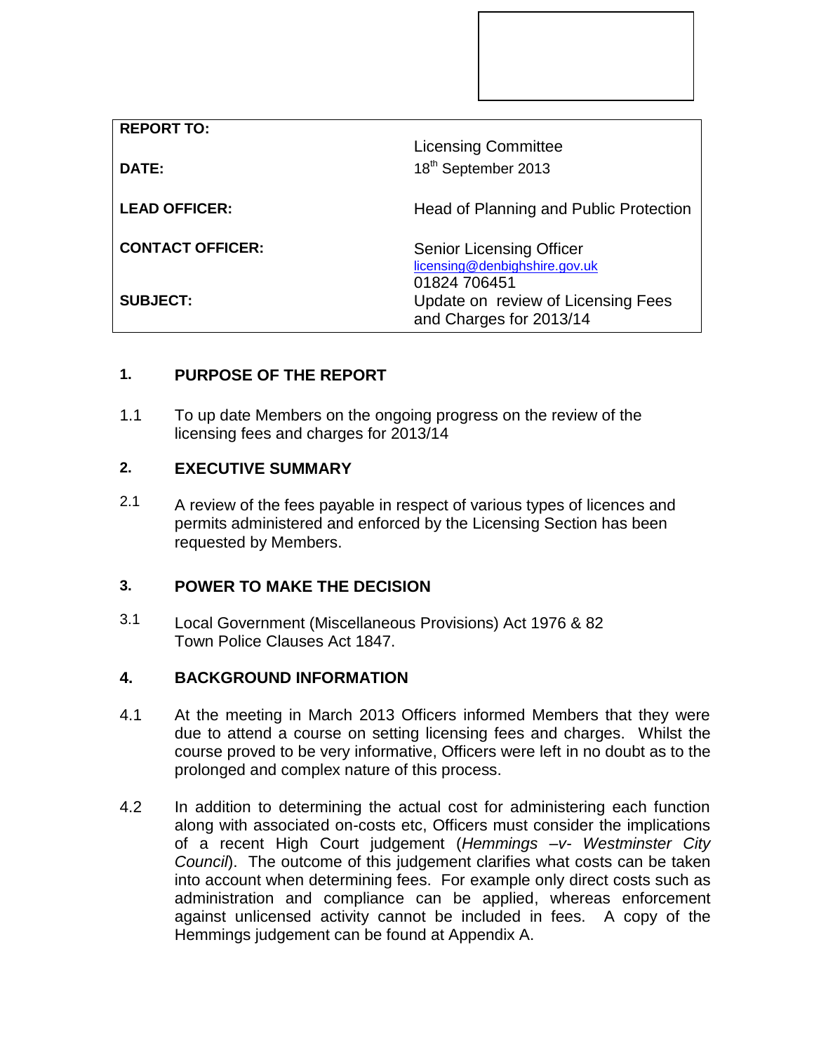| | |
|---|---|
| **REPORT TO:** | Licensing Committee |
| **DATE:** | 18th September 2013 |
| **LEAD OFFICER:** | Head of Planning and Public Protection |
| **CONTACT OFFICER:** | Senior Licensing Officer<br>licensing@denbighshire.gov.uk<br>01824 706451 |
| **SUBJECT:** | Update on review of Licensing Fees and Charges for 2013/14 |

## 1. PURPOSE OF THE REPORT

1.1 To up date Members on the ongoing progress on the review of the licensing fees and charges for 2013/14

## 2. EXECUTIVE SUMMARY

2.1 A review of the fees payable in respect of various types of licences and permits administered and enforced by the Licensing Section has been requested by Members.

## 3. POWER TO MAKE THE DECISION

3.1 Local Government (Miscellaneous Provisions) Act 1976 & 82
Town Police Clauses Act 1847.

## 4. BACKGROUND INFORMATION

4.1 At the meeting in March 2013 Officers informed Members that they were due to attend a course on setting licensing fees and charges. Whilst the course proved to be very informative, Officers were left in no doubt as to the prolonged and complex nature of this process.

4.2 In addition to determining the actual cost for administering each function along with associated on-costs etc, Officers must consider the implications of a recent High Court judgement (*Hemmings –v- Westminster City Council*). The outcome of this judgement clarifies what costs can be taken into account when determining fees. For example only direct costs such as administration and compliance can be applied, whereas enforcement against unlicensed activity cannot be included in fees. A copy of the Hemmings judgement can be found at Appendix A.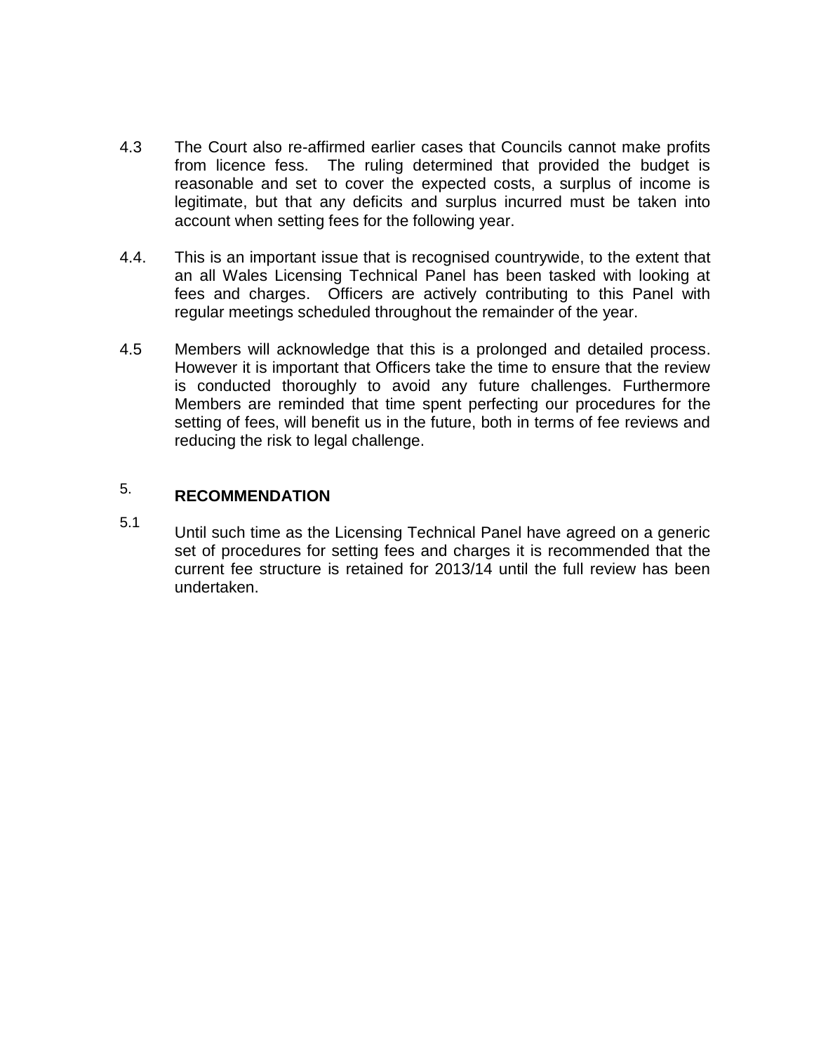4.3 The Court also re-affirmed earlier cases that Councils cannot make profits from licence fess. The ruling determined that provided the budget is reasonable and set to cover the expected costs, a surplus of income is legitimate, but that any deficits and surplus incurred must be taken into account when setting fees for the following year.

4.4. This is an important issue that is recognised countrywide, to the extent that an all Wales Licensing Technical Panel has been tasked with looking at fees and charges. Officers are actively contributing to this Panel with regular meetings scheduled throughout the remainder of the year.

4.5 Members will acknowledge that this is a prolonged and detailed process. However it is important that Officers take the time to ensure that the review is conducted thoroughly to avoid any future challenges. Furthermore Members are reminded that time spent perfecting our procedures for the setting of fees, will benefit us in the future, both in terms of fee reviews and reducing the risk to legal challenge.

## 5. RECOMMENDATION

5.1 Until such time as the Licensing Technical Panel have agreed on a generic set of procedures for setting fees and charges it is recommended that the current fee structure is retained for 2013/14 until the full review has been undertaken.